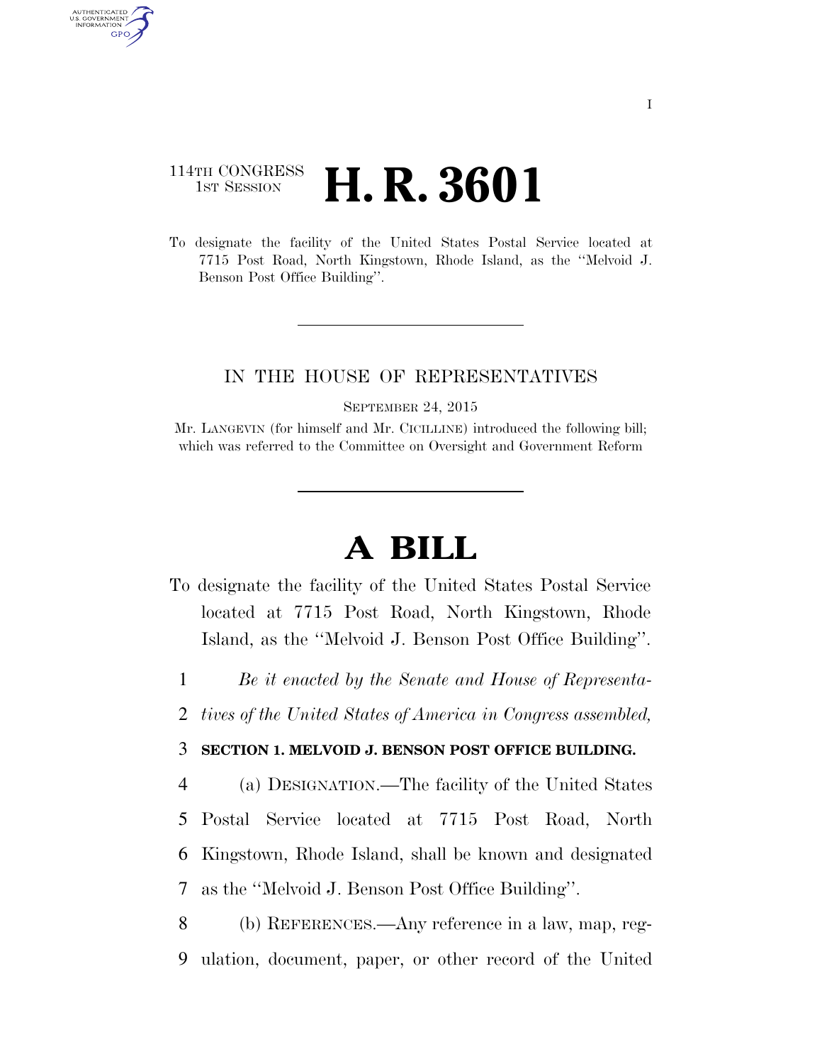114TH CONGRESS
1ST SESSION

# H. R. 3601

To designate the facility of the United States Postal Service located at 7715 Post Road, North Kingstown, Rhode Island, as the "Melvoid J. Benson Post Office Building".

IN THE HOUSE OF REPRESENTATIVES

SEPTEMBER 24, 2015

Mr. LANGEVIN (for himself and Mr. CICILLINE) introduced the following bill; which was referred to the Committee on Oversight and Government Reform

# A BILL

To designate the facility of the United States Postal Service located at 7715 Post Road, North Kingstown, Rhode Island, as the "Melvoid J. Benson Post Office Building".

1 *Be it enacted by the Senate and House of Representa-*
2 *tives of the United States of America in Congress assembled,*

3 **SECTION 1. MELVOID J. BENSON POST OFFICE BUILDING.**

4 (a) DESIGNATION.—The facility of the United States
5 Postal Service located at 7715 Post Road, North
6 Kingstown, Rhode Island, shall be known and designated
7 as the "Melvoid J. Benson Post Office Building".

8 (b) REFERENCES.—Any reference in a law, map, reg-
9 ulation, document, paper, or other record of the United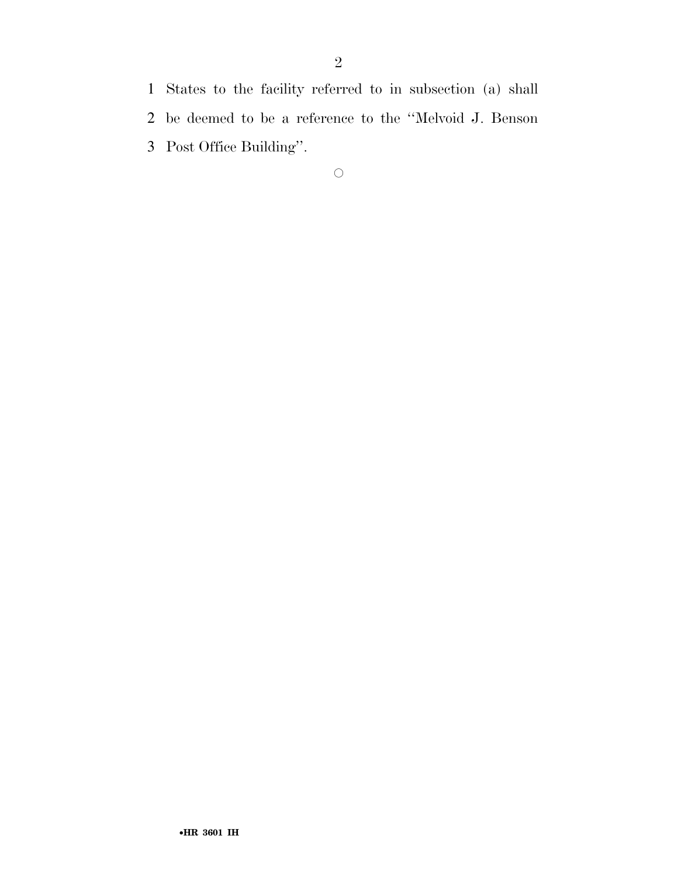States to the facility referred to in subsection (a) shall be deemed to be a reference to the ''Melvoid J. Benson Post Office Building''.